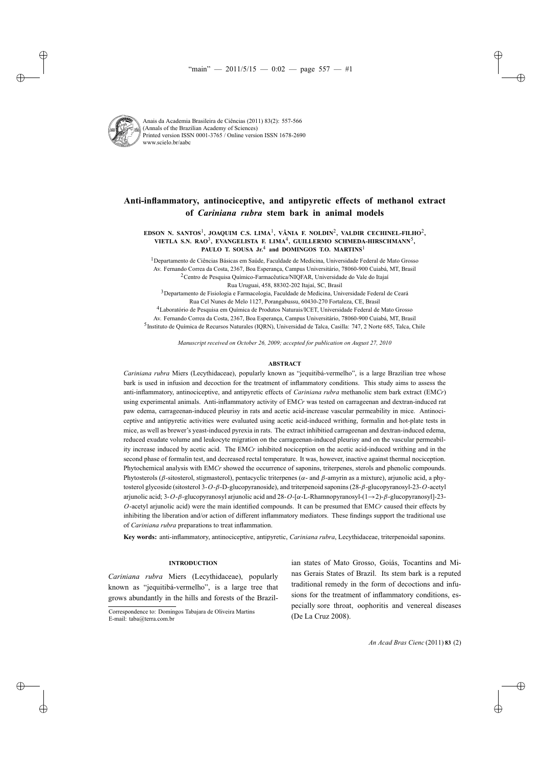# Anti-inflammatory, antinociceptive, and antipyretic effects of methanol extract of *Cariniana rubra* stem bark in animal models

**EDSON N. SANTOS**[1], **JOAQUIM C.S. LIMA**[1], **VÂNIA F. NOLDIN**[2], **VALDIR CECHINEL-FILHO**[2], **VIETLA S.N. RAO**[3], **EVANGELISTA F. LIMA**[4], **GUILLERMO SCHMEDA-HIRSCHMANN**[5], **PAULO T. SOUSA Jr.**[4] **and DOMINGOS T.O. MARTINS**[1]

[1]Departamento de Ciências Básicas em Saúde, Faculdade de Medicina, Universidade Federal de Mato Grosso
Av. Fernando Correa da Costa, 2367, Boa Esperança, Campus Universitário, 78060-900 Cuiabá, MT, Brasil

[2]Centro de Pesquisa Químico-Farmacêutica/NIQFAR, Universidade do Vale do Itajaí
Rua Uruguai, 458, 88302-202 Itajaí, SC, Brasil

[3]Departamento de Fisiologia e Farmacologia, Faculdade de Medicina, Universidade Federal de Ceará
Rua Cel Nunes de Melo 1127, Porangabussu, 60430-270 Fortaleza, CE, Brasil

[4]Laboratório de Pesquisa em Química de Produtos Naturais/ICET, Universidade Federal de Mato Grosso
Av. Fernando Correa da Costa, 2367, Boa Esperança, Campus Universitário, 78060-900 Cuiabá, MT, Brasil

[5]Instituto de Química de Recursos Naturales (IQRN), Universidad de Talca, Casilla: 747, 2 Norte 685, Talca, Chile

*Manuscript received on October 26, 2009; accepted for publication on August 27, 2010*

## ABSTRACT

*Cariniana rubra* Miers (Lecythidaceae), popularly known as "jequitibá-vermelho", is a large Brazilian tree whose bark is used in infusion and decoction for the treatment of inflammatory conditions. This study aims to assess the anti-inflammatory, antinociceptive, and antipyretic effects of *Cariniana rubra* methanolic stem bark extract (EM*Cr*) using experimental animals. Anti-inflammatory activity of EM*Cr* was tested on carrageenan and dextran-induced rat paw edema, carrageenan-induced pleurisy in rats and acetic acid-increase vascular permeability in mice. Antinociceptive and antipyretic activities were evaluated using acetic acid-induced writhing, formalin and hot-plate tests in mice, as well as brewer's yeast-induced pyrexia in rats. The extract inhibited carrageenan and dextran-induced edema, reduced exudate volume and leukocyte migration on the carrageenan-induced pleurisy and on the vascular permeability increase induced by acetic acid. The EM*Cr* inhibited nociception on the acetic acid-induced writhing and in the second phase of formalin test, and decreased rectal temperature. It was, however, inactive against thermal nociception. Phytochemical analysis with EM*Cr* showed the occurrence of saponins, triterpenes, sterols and phenolic compounds. Phytosterols ($\beta$-sitosterol, stigmasterol), pentacyclic triterpenes ($\alpha$- and $\beta$-amyrin as a mixture), arjunolic acid, a phytosterol glycoside (sitosterol 3-$O$-$\beta$-D-glucopyranoside), and triterpenoid saponins (28-$\beta$-glucopyranosyl-23-$O$-acetyl arjunolic acid; 3-$O$-$\beta$-glucopyranosyl arjunolic acid and 28-$O$-[$\alpha$-L-Rhamnopyranosyl-(1$\rightarrow$2)-$\beta$-glucopyranosyl]-23-$O$-acetyl arjunolic acid) were the main identified compounds. It can be presumed that EM*Cr* caused their effects by inhibiting the liberation and/or action of different inflammatory mediators. These findings support the traditional use of *Cariniana rubra* preparations to treat inflammation.

**Key words:** anti-inflammatory, antinociceptive, antipyretic, *Cariniana rubra*, Lecythidaceae, triterpenoidal saponins.

## INTRODUCTION

*Cariniana rubra* Miers (Lecythidaceae), popularly known as "jequitibá-vermelho", is a large tree that grows abundantly in the hills and forests of the Brazilian states of Mato Grosso, Goiás, Tocantins and Minas Gerais States of Brazil. Its stem bark is a reputed traditional remedy in the form of decoctions and infusions for the treatment of inflammatory conditions, especially sore throat, oophoritis and venereal diseases (De La Cruz 2008).

Correspondence to: Domingos Tabajara de Oliveira Martins
E-mail: taba@terra.com.br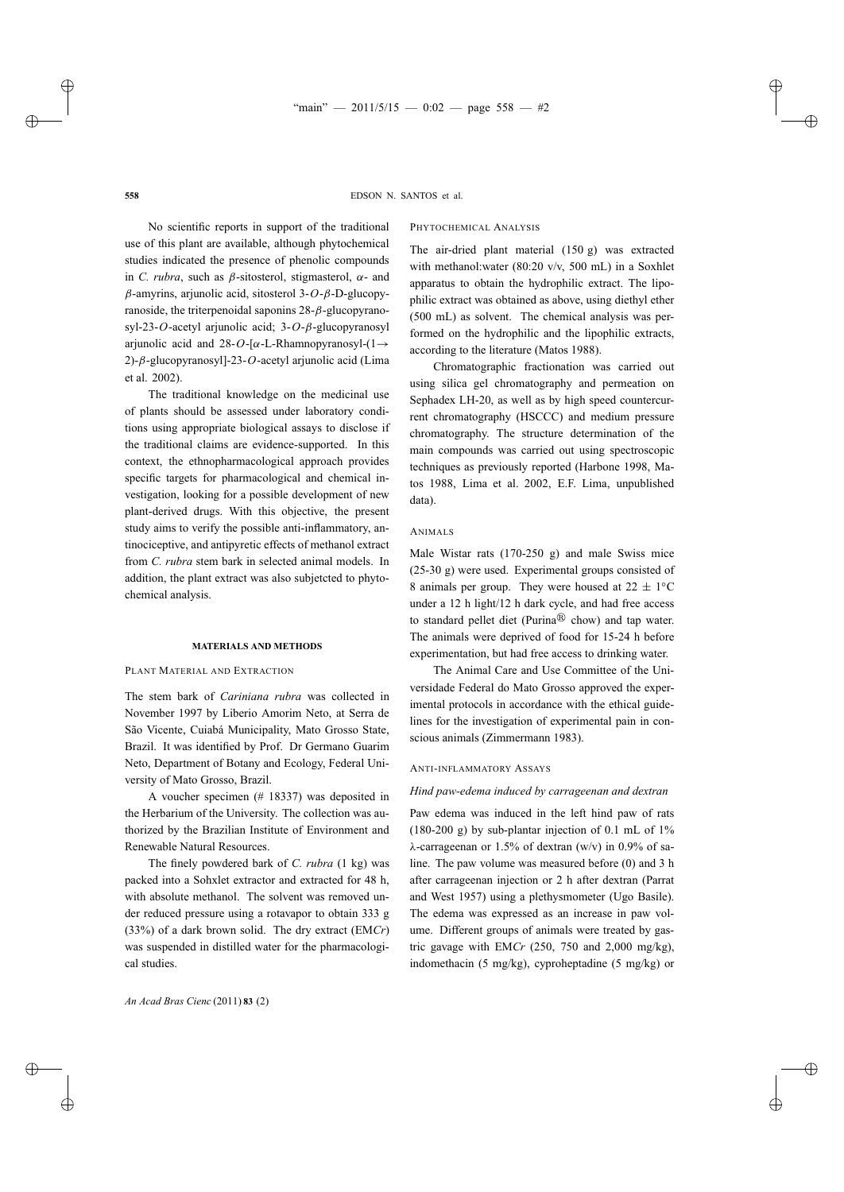No scientific reports in support of the traditional use of this plant are available, although phytochemical studies indicated the presence of phenolic compounds in *C. rubra*, such as $\beta$-sitosterol, stigmasterol, $\alpha$- and $\beta$-amyrins, arjunolic acid, sitosterol 3-*O*-$\beta$-D-glucopyranoside, the triterpenoidal saponins 28-$\beta$-glucopyranosyl-23-*O*-acetyl arjunolic acid; 3-*O*-$\beta$-glucopyranosyl arjunolic acid and 28-*O*-[$\alpha$-L-Rhamnopyranosyl-(1$\rightarrow$2)-$\beta$-glucopyranosyl]-23-*O*-acetyl arjunolic acid (Lima et al. 2002).

The traditional knowledge on the medicinal use of plants should be assessed under laboratory conditions using appropriate biological assays to disclose if the traditional claims are evidence-supported. In this context, the ethnopharmacological approach provides specific targets for pharmacological and chemical investigation, looking for a possible development of new plant-derived drugs. With this objective, the present study aims to verify the possible anti-inflammatory, antinociceptive, and antipyretic effects of methanol extract from *C. rubra* stem bark in selected animal models. In addition, the plant extract was also subjetcted to phytochemical analysis.

## MATERIALS AND METHODS

### PLANT MATERIAL AND EXTRACTION

The stem bark of *Cariniana rubra* was collected in November 1997 by Liberio Amorim Neto, at Serra de São Vicente, Cuiabá Municipality, Mato Grosso State, Brazil. It was identified by Prof. Dr Germano Guarim Neto, Department of Botany and Ecology, Federal University of Mato Grosso, Brazil.

A voucher specimen (# 18337) was deposited in the Herbarium of the University. The collection was authorized by the Brazilian Institute of Environment and Renewable Natural Resources.

The finely powdered bark of *C. rubra* (1 kg) was packed into a Sohxlet extractor and extracted for 48 h, with absolute methanol. The solvent was removed under reduced pressure using a rotavapor to obtain 333 g (33%) of a dark brown solid. The dry extract (EM*Cr*) was suspended in distilled water for the pharmacological studies.

### PHYTOCHEMICAL ANALYSIS

The air-dried plant material (150 g) was extracted with methanol:water (80:20 v/v, 500 mL) in a Soxhlet apparatus to obtain the hydrophilic extract. The lipophilic extract was obtained as above, using diethyl ether (500 mL) as solvent. The chemical analysis was performed on the hydrophilic and the lipophilic extracts, according to the literature (Matos 1988).

Chromatographic fractionation was carried out using silica gel chromatography and permeation on Sephadex LH-20, as well as by high speed countercurrent chromatography (HSCCC) and medium pressure chromatography. The structure determination of the main compounds was carried out using spectroscopic techniques as previously reported (Harbone 1998, Matos 1988, Lima et al. 2002, E.F. Lima, unpublished data).

### ANIMALS

Male Wistar rats (170-250 g) and male Swiss mice (25-30 g) were used. Experimental groups consisted of 8 animals per group. They were housed at $22 \pm 1$°C under a 12 h light/12 h dark cycle, and had free access to standard pellet diet (Purina® chow) and tap water. The animals were deprived of food for 15-24 h before experimentation, but had free access to drinking water.

The Animal Care and Use Committee of the Universidade Federal do Mato Grosso approved the experimental protocols in accordance with the ethical guidelines for the investigation of experimental pain in conscious animals (Zimmermann 1983).

### ANTI-INFLAMMATORY ASSAYS

#### *Hind paw-edema induced by carrageenan and dextran*

Paw edema was induced in the left hind paw of rats (180-200 g) by sub-plantar injection of 0.1 mL of 1% $\lambda$-carrageenan or 1.5% of dextran (w/v) in 0.9% of saline. The paw volume was measured before (0) and 3 h after carrageenan injection or 2 h after dextran (Parrat and West 1957) using a plethysmometer (Ugo Basile). The edema was expressed as an increase in paw volume. Different groups of animals were treated by gastric gavage with EM*Cr* (250, 750 and 2,000 mg/kg), indomethacin (5 mg/kg), cyproheptadine (5 mg/kg) or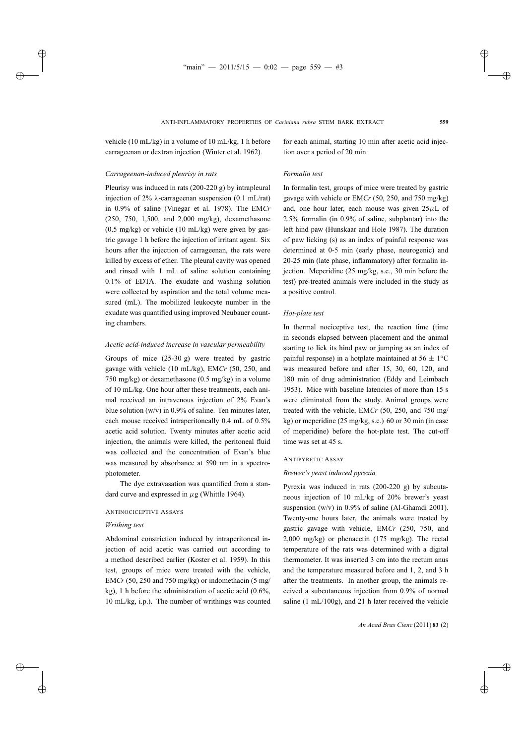vehicle (10 mL/kg) in a volume of 10 mL/kg, 1 h before carrageenan or dextran injection (Winter et al. 1962).

### *Carrageenan-induced pleurisy in rats*

Pleurisy was induced in rats (200-220 g) by intrapleural injection of 2% λ-carrageenan suspension (0.1 mL/rat) in 0.9% of saline (Vinegar et al. 1978). The EM*Cr* (250, 750, 1,500, and 2,000 mg/kg), dexamethasone (0.5 mg/kg) or vehicle (10 mL/kg) were given by gastric gavage 1 h before the injection of irritant agent. Six hours after the injection of carrageenan, the rats were killed by excess of ether. The pleural cavity was opened and rinsed with 1 mL of saline solution containing 0.1% of EDTA. The exudate and washing solution were collected by aspiration and the total volume measured (mL). The mobilized leukocyte number in the exudate was quantified using improved Neubauer counting chambers.

### *Acetic acid-induced increase in vascular permeability*

Groups of mice (25-30 g) were treated by gastric gavage with vehicle (10 mL/kg), EM*Cr* (50, 250, and 750 mg/kg) or dexamethasone (0.5 mg/kg) in a volume of 10 mL/kg. One hour after these treatments, each animal received an intravenous injection of 2% Evan's blue solution (w/v) in 0.9% of saline. Ten minutes later, each mouse received intraperitoneally 0.4 mL of 0.5% acetic acid solution. Twenty minutes after acetic acid injection, the animals were killed, the peritoneal fluid was collected and the concentration of Evan's blue was measured by absorbance at 590 nm in a spectrophotometer.

The dye extravasation was quantified from a standard curve and expressed in $\mu$g (Whittle 1964).

## Antinociceptive Assays

### *Writhing test*

Abdominal constriction induced by intraperitoneal injection of acid acetic was carried out according to a method described earlier (Koster et al. 1959). In this test, groups of mice were treated with the vehicle, EM*Cr* (50, 250 and 750 mg/kg) or indomethacin (5 mg/kg), 1 h before the administration of acetic acid (0.6%, 10 mL/kg, i.p.). The number of writhings was counted for each animal, starting 10 min after acetic acid injection over a period of 20 min.

### *Formalin test*

In formalin test, groups of mice were treated by gastric gavage with vehicle or EM*Cr* (50, 250, and 750 mg/kg) and, one hour later, each mouse was given 25$\mu$L of 2.5% formalin (in 0.9% of saline, subplantar) into the left hind paw (Hunskaar and Hole 1987). The duration of paw licking (s) as an index of painful response was determined at 0-5 min (early phase, neurogenic) and 20-25 min (late phase, inflammatory) after formalin injection. Meperidine (25 mg/kg, s.c., 30 min before the test) pre-treated animals were included in the study as a positive control.

### *Hot-plate test*

In thermal nociceptive test, the reaction time (time in seconds elapsed between placement and the animal starting to lick its hind paw or jumping as an index of painful response) in a hotplate maintained at 56 ± 1°C was measured before and after 15, 30, 60, 120, and 180 min of drug administration (Eddy and Leimbach 1953). Mice with baseline latencies of more than 15 s were eliminated from the study. Animal groups were treated with the vehicle, EM*Cr* (50, 250, and 750 mg/kg) or meperidine (25 mg/kg, s.c.) 60 or 30 min (in case of meperidine) before the hot-plate test. The cut-off time was set at 45 s.

## Antipyretic Assay

### *Brewer's yeast induced pyrexia*

Pyrexia was induced in rats (200-220 g) by subcutaneous injection of 10 mL/kg of 20% brewer's yeast suspension (w/v) in 0.9% of saline (Al-Ghamdi 2001). Twenty-one hours later, the animals were treated by gastric gavage with vehicle, EM*Cr* (250, 750, and 2,000 mg/kg) or phenacetin (175 mg/kg). The rectal temperature of the rats was determined with a digital thermometer. It was inserted 3 cm into the rectum anus and the temperature measured before and 1, 2, and 3 h after the treatments. In another group, the animals received a subcutaneous injection from 0.9% of normal saline (1 mL/100g), and 21 h later received the vehicle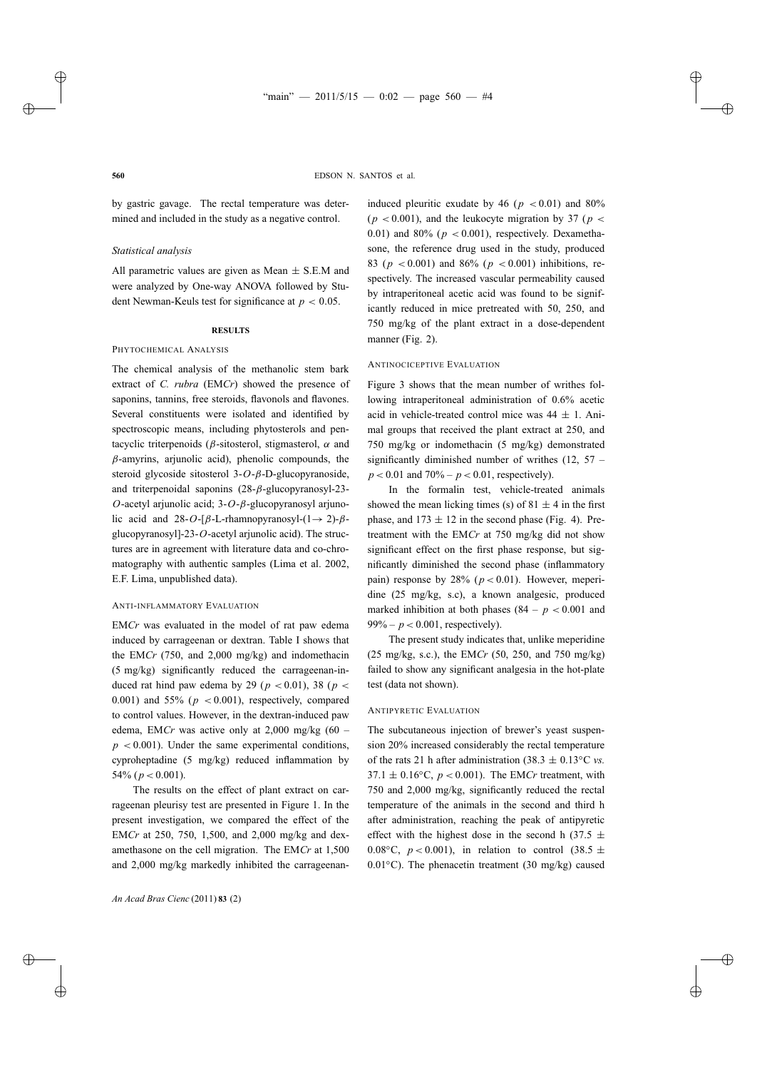by gastric gavage. The rectal temperature was determined and included in the study as a negative control.

*Statistical analysis*

All parametric values are given as Mean ± S.E.M and were analyzed by One-way ANOVA followed by Student Newman-Keuls test for significance at $p < 0.05$.

## RESULTS

### PHYTOCHEMICAL ANALYSIS

The chemical analysis of the methanolic stem bark extract of *C. rubra* (EM*Cr*) showed the presence of saponins, tannins, free steroids, flavonols and flavones. Several constituents were isolated and identified by spectroscopic means, including phytosterols and pentacyclic triterpenoids ($\beta$-sitosterol, stigmasterol, $\alpha$ and $\beta$-amyrins, arjunolic acid), phenolic compounds, the steroid glycoside sitosterol 3-$O$-$\beta$-D-glucopyranoside, and triterpenoidal saponins (28-$\beta$-glucopyranosyl-23-$O$-acetyl arjunolic acid; 3-$O$-$\beta$-glucopyranosyl arjunolic acid and 28-$O$-[$\beta$-L-rhamnopyranosyl-(1$\rightarrow$ 2)-$\beta$-glucopyranosyl]-23-$O$-acetyl arjunolic acid). The structures are in agreement with literature data and co-chromatography with authentic samples (Lima et al. 2002, E.F. Lima, unpublished data).

### ANTI-INFLAMMATORY EVALUATION

EM*Cr* was evaluated in the model of rat paw edema induced by carrageenan or dextran. Table I shows that the EM*Cr* (750, and 2,000 mg/kg) and indomethacin (5 mg/kg) significantly reduced the carrageenan-induced rat hind paw edema by 29 ($p < 0.01$), 38 ($p < 0.001$) and 55% ($p < 0.001$), respectively, compared to control values. However, in the dextran-induced paw edema, EM*Cr* was active only at 2,000 mg/kg (60 – $p < 0.001$). Under the same experimental conditions, cyproheptadine (5 mg/kg) reduced inflammation by 54% ($p < 0.001$).

The results on the effect of plant extract on carrageenan pleurisy test are presented in Figure 1. In the present investigation, we compared the effect of the EM*Cr* at 250, 750, 1,500, and 2,000 mg/kg and dexamethasone on the cell migration. The EM*Cr* at 1,500 and 2,000 mg/kg markedly inhibited the carrageenan-induced pleuritic exudate by 46 ($p < 0.01$) and 80% ($p < 0.001$), and the leukocyte migration by 37 ($p < 0.01$) and 80% ($p < 0.001$), respectively. Dexamethasone, the reference drug used in the study, produced 83 ($p < 0.001$) and 86% ($p < 0.001$) inhibitions, respectively. The increased vascular permeability caused by intraperitoneal acetic acid was found to be significantly reduced in mice pretreated with 50, 250, and 750 mg/kg of the plant extract in a dose-dependent manner (Fig. 2).

### ANTINOCICEPTIVE EVALUATION

Figure 3 shows that the mean number of writhes following intraperitoneal administration of 0.6% acetic acid in vehicle-treated control mice was 44 ± 1. Animal groups that received the plant extract at 250, and 750 mg/kg or indomethacin (5 mg/kg) demonstrated significantly diminished number of writhes (12, 57 – $p < 0.01$ and 70% – $p < 0.01$, respectively).

In the formalin test, vehicle-treated animals showed the mean licking times (s) of 81 ± 4 in the first phase, and 173 ± 12 in the second phase (Fig. 4). Pretreatment with the EM*Cr* at 750 mg/kg did not show significant effect on the first phase response, but significantly diminished the second phase (inflammatory pain) response by 28% ($p < 0.01$). However, meperidine (25 mg/kg, s.c), a known analgesic, produced marked inhibition at both phases (84 – $p < 0.001$ and 99% – $p < 0.001$, respectively).

The present study indicates that, unlike meperidine (25 mg/kg, s.c.), the EM*Cr* (50, 250, and 750 mg/kg) failed to show any significant analgesia in the hot-plate test (data not shown).

### ANTIPYRETIC EVALUATION

The subcutaneous injection of brewer's yeast suspension 20% increased considerably the rectal temperature of the rats 21 h after administration (38.3 ± 0.13°C *vs.* 37.1 ± 0.16°C, $p < 0.001$). The EM*Cr* treatment, with 750 and 2,000 mg/kg, significantly reduced the rectal temperature of the animals in the second and third h after administration, reaching the peak of antipyretic effect with the highest dose in the second h (37.5 ± 0.08°C, $p < 0.001$), in relation to control (38.5 ± 0.01°C). The phenacetin treatment (30 mg/kg) caused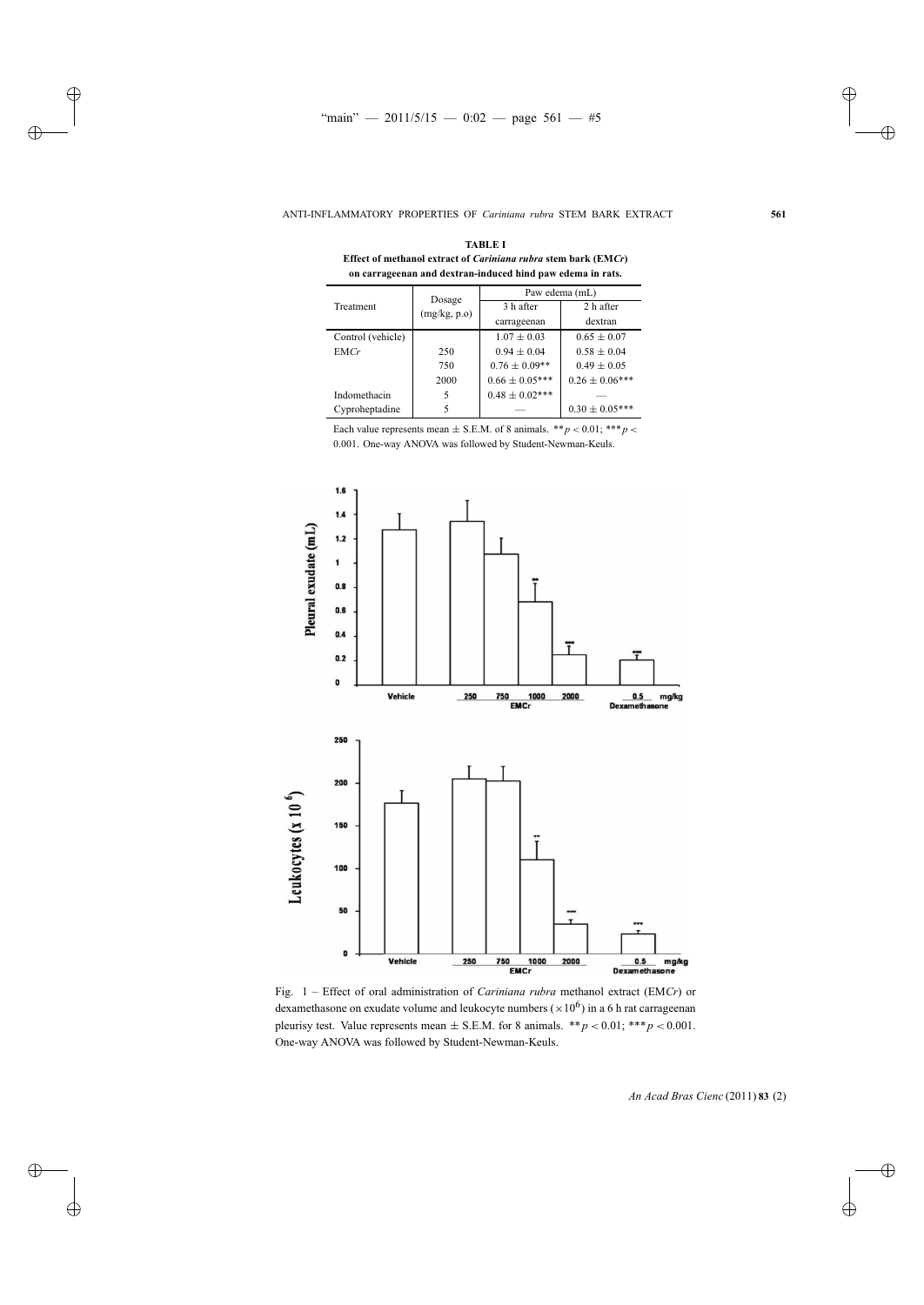**TABLE I**
**Effect of methanol extract of *Cariniana rubra* stem bark (EM*Cr*) on carrageenan and dextran-induced hind paw edema in rats.**

| Treatment | Dosage (mg/kg, p.o) | Paw edema (mL) | |
|---|---|---|---|
| | | 3 h after carrageenan | 2 h after dextran |
| Control (vehicle) | | 1.07 ± 0.03 | 0.65 ± 0.07 |
| EM*Cr* | 250 | 0.94 ± 0.04 | 0.58 ± 0.04 |
| | 750 | 0.76 ± 0.09** | 0.49 ± 0.05 |
| | 2000 | 0.66 ± 0.05*** | 0.26 ± 0.06*** |
| Indomethacin | 5 | 0.48 ± 0.02*** | — |
| Cyproheptadine | 5 | — | 0.30 ± 0.05*** |

Each value represents mean ± S.E.M. of 8 animals. **$p < 0.01$; ***$p < 0.001$. One-way ANOVA was followed by Student-Newman-Keuls.

Fig. 1 – Effect of oral administration of *Cariniana rubra* methanol extract (EM*Cr*) or dexamethasone on exudate volume and leukocyte numbers ($\times 10^6$) in a 6 h rat carrageenan pleurisy test. Value represents mean ± S.E.M. for 8 animals. **$p < 0.01$; ***$p < 0.001$. One-way ANOVA was followed by Student-Newman-Keuls.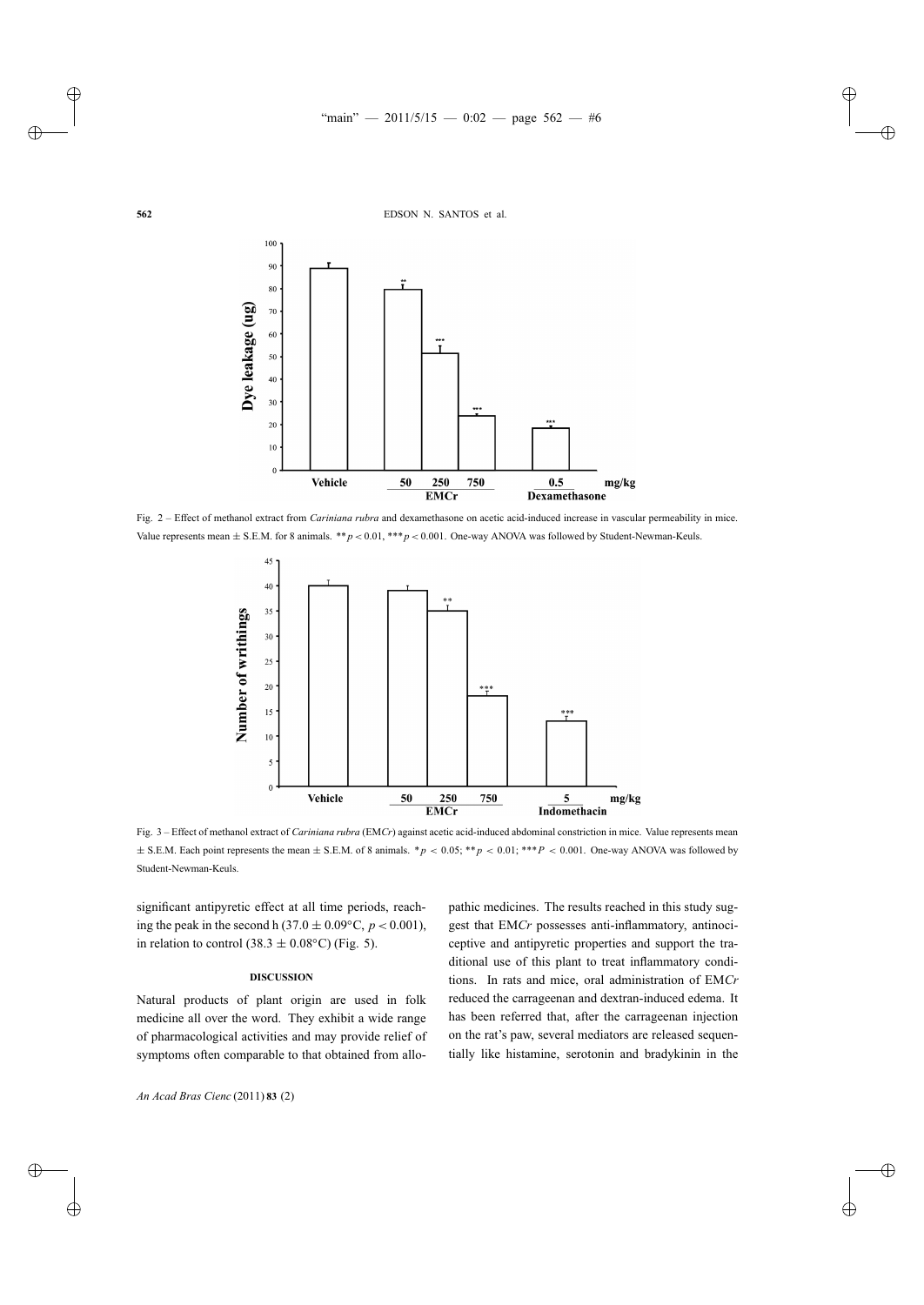Fig. 2 – Effect of methanol extract from *Cariniana rubra* and dexamethasone on acetic acid-induced increase in vascular permeability in mice. Value represents mean ± S.E.M. for 8 animals. $^{**}p < 0.01$, $^{***}p < 0.001$. One-way ANOVA was followed by Student-Newman-Keuls.

Fig. 3 – Effect of methanol extract of *Cariniana rubra* (EM*Cr*) against acetic acid-induced abdominal constriction in mice. Value represents mean ± S.E.M. Each point represents the mean ± S.E.M. of 8 animals. $^{*}p < 0.05$; $^{**}p < 0.01$; $^{***}P < 0.001$. One-way ANOVA was followed by Student-Newman-Keuls.

significant antipyretic effect at all time periods, reaching the peak in the second h (37.0 ± 0.09°C, $p < 0.001$), in relation to control (38.3 ± 0.08°C) (Fig. 5).

## DISCUSSION

Natural products of plant origin are used in folk medicine all over the word. They exhibit a wide range of pharmacological activities and may provide relief of symptoms often comparable to that obtained from allopathic medicines. The results reached in this study suggest that EM*Cr* possesses anti-inflammatory, antinociceptive and antipyretic properties and support the traditional use of this plant to treat inflammatory conditions. In rats and mice, oral administration of EM*Cr* reduced the carrageenan and dextran-induced edema. It has been referred that, after the carrageenan injection on the rat's paw, several mediators are released sequentially like histamine, serotonin and bradykinin in the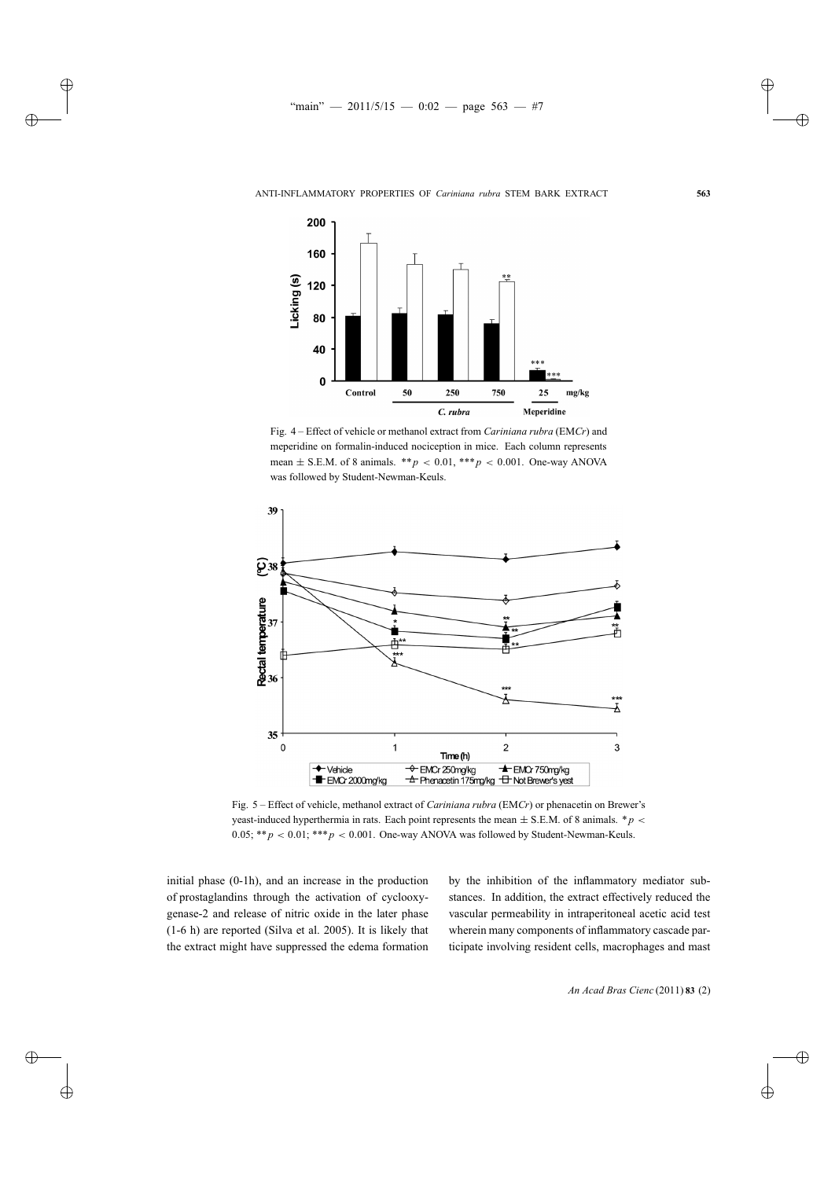Fig. 4 – Effect of vehicle or methanol extract from *Cariniana rubra* (EM*Cr*) and meperidine on formalin-induced nociception in mice. Each column represents mean ± S.E.M. of 8 animals. $^{**}p < 0.01$, $^{***}p < 0.001$. One-way ANOVA was followed by Student-Newman-Keuls.

Fig. 5 – Effect of vehicle, methanol extract of *Cariniana rubra* (EM*Cr*) or phenacetin on Brewer's yeast-induced hyperthermia in rats. Each point represents the mean ± S.E.M. of 8 animals. $^{*}p < 0.05$; $^{**}p < 0.01$; $^{***}p < 0.001$. One-way ANOVA was followed by Student-Newman-Keuls.

initial phase (0-1h), and an increase in the production of prostaglandins through the activation of cyclooxygenase-2 and release of nitric oxide in the later phase (1-6 h) are reported (Silva et al. 2005). It is likely that the extract might have suppressed the edema formation by the inhibition of the inflammatory mediator substances. In addition, the extract effectively reduced the vascular permeability in intraperitoneal acetic acid test wherein many components of inflammatory cascade participate involving resident cells, macrophages and mast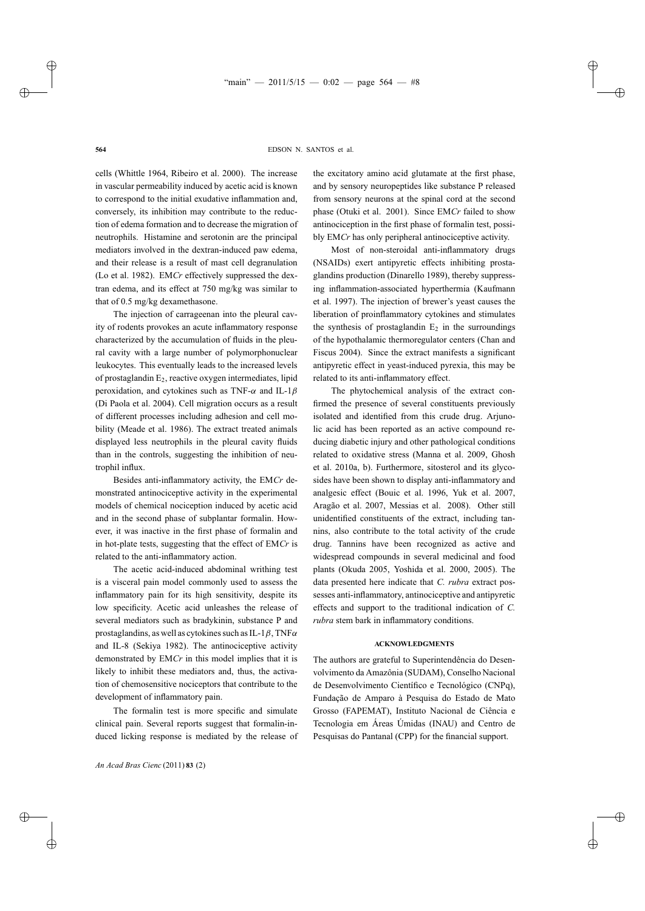cells (Whittle 1964, Ribeiro et al. 2000). The increase in vascular permeability induced by acetic acid is known to correspond to the initial exudative inflammation and, conversely, its inhibition may contribute to the reduction of edema formation and to decrease the migration of neutrophils. Histamine and serotonin are the principal mediators involved in the dextran-induced paw edema, and their release is a result of mast cell degranulation (Lo et al. 1982). EM*Cr* effectively suppressed the dextran edema, and its effect at 750 mg/kg was similar to that of 0.5 mg/kg dexamethasone.

The injection of carrageenan into the pleural cavity of rodents provokes an acute inflammatory response characterized by the accumulation of fluids in the pleural cavity with a large number of polymorphonuclear leukocytes. This eventually leads to the increased levels of prostaglandin $E_2$, reactive oxygen intermediates, lipid peroxidation, and cytokines such as TNF-$\alpha$ and IL-1$\beta$ (Di Paola et al. 2004). Cell migration occurs as a result of different processes including adhesion and cell mobility (Meade et al. 1986). The extract treated animals displayed less neutrophils in the pleural cavity fluids than in the controls, suggesting the inhibition of neutrophil influx.

Besides anti-inflammatory activity, the EM*Cr* demonstrated antinociceptive activity in the experimental models of chemical nociception induced by acetic acid and in the second phase of subplantar formalin. However, it was inactive in the first phase of formalin and in hot-plate tests, suggesting that the effect of EM*Cr* is related to the anti-inflammatory action.

The acetic acid-induced abdominal writhing test is a visceral pain model commonly used to assess the inflammatory pain for its high sensitivity, despite its low specificity. Acetic acid unleashes the release of several mediators such as bradykinin, substance P and prostaglandins, as well as cytokines such as IL-1$\beta$, TNF$\alpha$ and IL-8 (Sekiya 1982). The antinociceptive activity demonstrated by EM*Cr* in this model implies that it is likely to inhibit these mediators and, thus, the activation of chemosensitive nociceptors that contribute to the development of inflammatory pain.

The formalin test is more specific and simulate clinical pain. Several reports suggest that formalin-induced licking response is mediated by the release of the excitatory amino acid glutamate at the first phase, and by sensory neuropeptides like substance P released from sensory neurons at the spinal cord at the second phase (Otuki et al. 2001). Since EM*Cr* failed to show antinociception in the first phase of formalin test, possibly EM*Cr* has only peripheral antinociceptive activity.

Most of non-steroidal anti-inflammatory drugs (NSAIDs) exert antipyretic effects inhibiting prostaglandins production (Dinarello 1989), thereby suppressing inflammation-associated hyperthermia (Kaufmann et al. 1997). The injection of brewer's yeast causes the liberation of proinflammatory cytokines and stimulates the synthesis of prostaglandin $E_2$ in the surroundings of the hypothalamic thermoregulator centers (Chan and Fiscus 2004). Since the extract manifests a significant antipyretic effect in yeast-induced pyrexia, this may be related to its anti-inflammatory effect.

The phytochemical analysis of the extract confirmed the presence of several constituents previously isolated and identified from this crude drug. Arjunolic acid has been reported as an active compound reducing diabetic injury and other pathological conditions related to oxidative stress (Manna et al. 2009, Ghosh et al. 2010a, b). Furthermore, sitosterol and its glycosides have been shown to display anti-inflammatory and analgesic effect (Bouic et al. 1996, Yuk et al. 2007, Aragão et al. 2007, Messias et al. 2008). Other still unidentified constituents of the extract, including tannins, also contribute to the total activity of the crude drug. Tannins have been recognized as active and widespread compounds in several medicinal and food plants (Okuda 2005, Yoshida et al. 2000, 2005). The data presented here indicate that *C. rubra* extract possesses anti-inflammatory, antinociceptive and antipyretic effects and support to the traditional indication of *C. rubra* stem bark in inflammatory conditions.

## ACKNOWLEDGMENTS

The authors are grateful to Superintendência do Desenvolvimento da Amazônia (SUDAM), Conselho Nacional de Desenvolvimento Científico e Tecnológico (CNPq), Fundação de Amparo à Pesquisa do Estado de Mato Grosso (FAPEMAT), Instituto Nacional de Ciência e Tecnologia em Áreas Úmidas (INAU) and Centro de Pesquisas do Pantanal (CPP) for the financial support.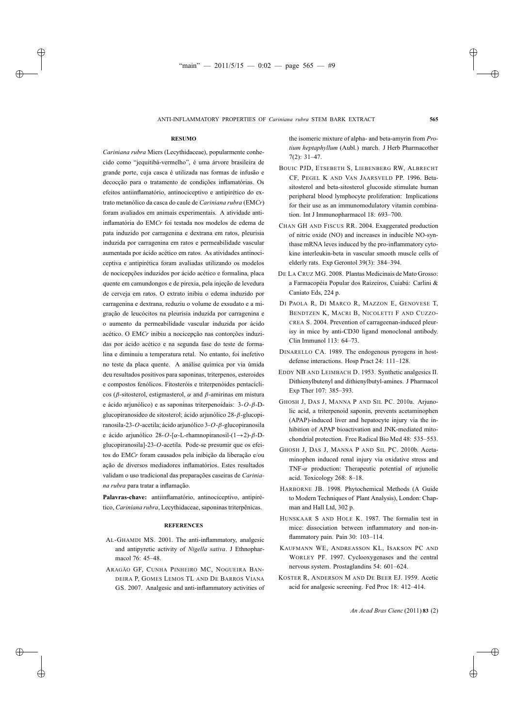## RESUMO

*Cariniana rubra* Miers (Lecythidaceae), popularmente conhecido como "jequitibá-vermelho", é uma árvore brasileira de grande porte, cuja casca é utilizada nas formas de infusão e decocção para o tratamento de condições inflamatórias. Os efeitos antiinflamatório, antinociceptivo e antipirético do extrato metanólico da casca do caule de *Cariniana rubra* (EM*Cr*) foram avaliados em animais experimentais. A atividade antiinflamatória do EM*Cr* foi testada nos modelos de edema de pata induzido por carragenina e dextrana em ratos, pleurisia induzida por carragenina em ratos e permeabilidade vascular aumentada por ácido acético em ratos. As atividades antinociceptiva e antipirética foram avaliadas utilizando os modelos de nocicepções induzidos por ácido acético e formalina, placa quente em camundongos e de pirexia, pela injeção de levedura de cerveja em ratos. O extrato inibiu o edema induzido por carragenina e dextrana, reduziu o volume de exsudato e a migração de leucócitos na pleurisia induzida por carragenina e o aumento da permeabilidade vascular induzida por ácido acético. O EM*Cr* inibiu a nocicepção nas contorções induzidas por ácido acético e na segunda fase do teste de formalina e diminuiu a temperatura retal. No entanto, foi inefetivo no teste da placa quente. A análise química por via úmida deu resultados positivos para saponinas, triterpenos, esteroides e compostos fenólicos. Fitosteróis e triterpenóides pentacíclicos ($\beta$-sitosterol, estigmasterol, $\alpha$ and $\beta$-amirinas em mistura e ácido arjunólico) e as saponinas triterpenoidais: 3-$O$-$\beta$-D-glucopiranosideo de sitosterol; ácido arjunólico 28-$\beta$-glucopiranosila-23-$O$-acetila; ácido arjunólico 3-$O$-$\beta$-glucopiranosila e ácido arjunólico 28-$O$-[$\alpha$-L-rhamnopiranosil-(1$\rightarrow$2)-$\beta$-D-glucopiranosila]-23-$O$-acetila. Pode-se presumir que os efeitos do EM*Cr* foram causados pela inibição da liberação e/ou ação de diversos mediadores inflamatórios. Estes resultados validam o uso tradicional das preparações caseiras de *Cariniana rubra* para tratar a inflamação.

**Palavras-chave:** antiinflamatório, antinociceptivo, antipirético, *Cariniana rubra*, Lecythidaceae, saponinas triterpênicas.

## REFERENCES

AL-GHAMDI MS. 2001. The anti-inflammatory, analgesic and antipyretic activity of *Nigella sativa*. J Ethnopharmacol 76: 45–48.

ARAGÃO GF, CUNHA PINHEIRO MC, NOGUEIRA BANDEIRA P, GOMES LEMOS TL AND DE BARROS VIANA GS. 2007. Analgesic and anti-inflammatory activities of the isomeric mixture of alpha- and beta-amyrin from *Protium heptaphyllum* (Aubl.) march. J Herb Pharmacother 7(2): 31–47.

BOUIC PJD, ETSEBETH S, LIEBENBERG RW, ALBRECHT CF, PEGEL K AND VAN JAARSVELD PP. 1996. Beta-sitosterol and beta-sitosterol glucoside stimulate human peripheral blood lymphocyte proliferation: Implications for their use as an immunomodulatory vitamin combination. Int J Immunopharmacol 18: 693–700.

CHAN GH AND FISCUS RR. 2004. Exaggerated production of nitric oxide (NO) and increases in inducible NO-synthase mRNA leves induced by the pro-inflammatory cytokine interleukin-beta in vascular smooth muscle cells of elderly rats. Exp Gerontol 39(3): 384–394.

DE LA CRUZ MG. 2008. Plantas Medicinais de Mato Grosso: a Farmacopéia Popular dos Raizeiros, Cuiabá: Carlini & Caniato Eds, 224 p.

DI PAOLA R, DI MARCO R, MAZZON E, GENOVESE T, BENDTZEN K, MACRI B, NICOLETTI F AND CUZZOCREA S. 2004. Prevention of carrageenan-induced pleurisy in mice by anti-CD30 ligand monoclonal antibody. Clin Immunol 113: 64–73.

DINARELLO CA. 1989. The endogenous pyrogens in host-defense interactions. Hosp Pract 24: 111–128.

EDDY NB AND LEIMBACH D. 1953. Synthetic analgesics II. Dithienylbutenyl and dithienylbutyl-amines. J Pharmacol Exp Ther 107: 385–393.

GHOSH J, DAS J, MANNA P AND SIL PC. 2010a. Arjunolic acid, a triterpenoid saponin, prevents acetaminophen (APAP)-induced liver and hepatocyte injury via the inhibition of APAP bioactivation and JNK-mediated mitochondrial protection. Free Radical Bio Med 48: 535–553.

GHOSH J, DAS J, MANNA P AND SIL PC. 2010b. Acetaminophen induced renal injury via oxidative stress and TNF-$\alpha$ production: Therapeutic potential of arjunolic acid. Toxicology 268: 8–18.

HARBORNE JB. 1998. Phytochemical Methods (A Guide to Modern Techniques of Plant Analysis), London: Chapman and Hall Ltd, 302 p.

HUNSKAAR S AND HOLE K. 1987. The formalin test in mice: dissociation between inflammatory and non-inflammatory pain. Pain 30: 103–114.

KAUFMANN WE, ANDREASSON KL, ISAKSON PC AND WORLEY PF. 1997. Cyclooxygenases and the central nervous system. Prostaglandins 54: 601–624.

KOSTER R, ANDERSON M AND DE BEER EJ. 1959. Acetic acid for analgesic screening. Fed Proc 18: 412–414.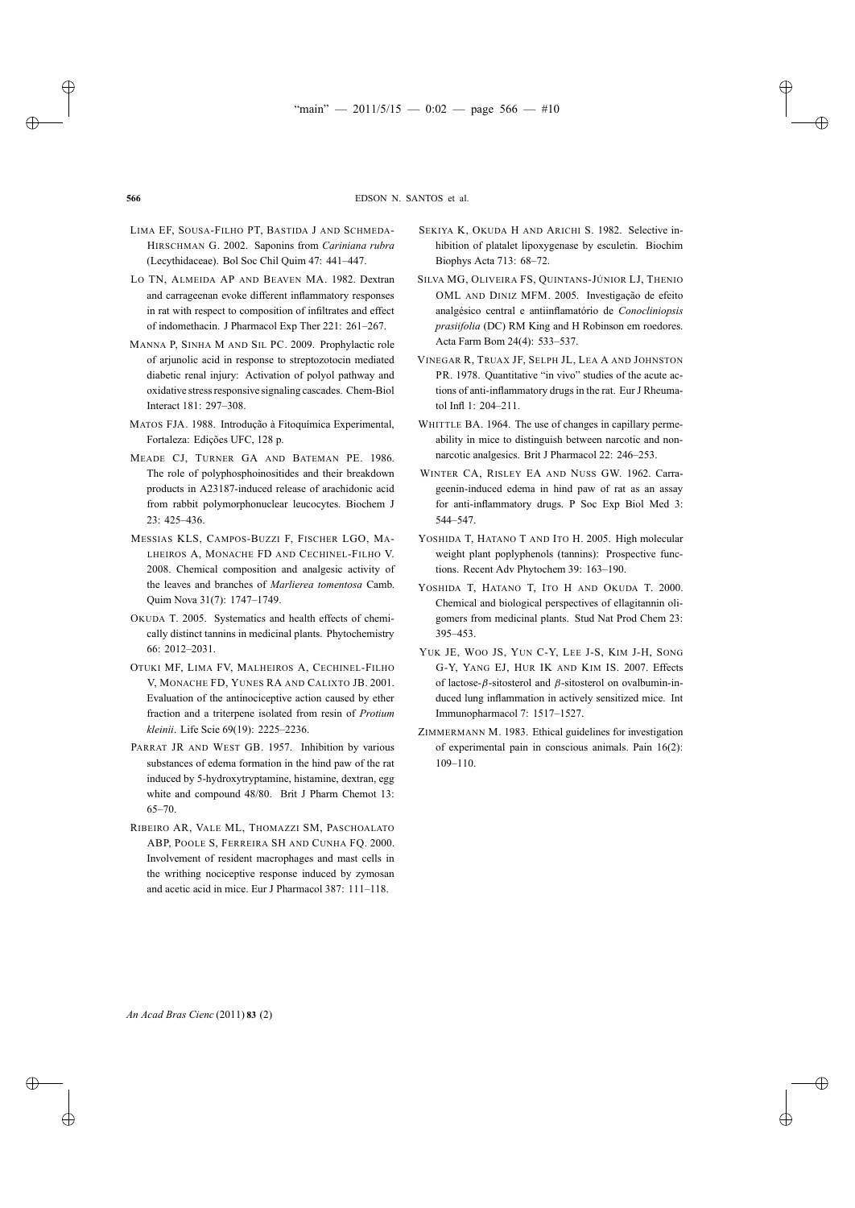LIMA EF, SOUSA-FILHO PT, BASTIDA J AND SCHMEDA-HIRSCHMAN G. 2002. Saponins from *Cariniana rubra* (Lecythidaceae). Bol Soc Chil Quim 47: 441–447.

LO TN, ALMEIDA AP AND BEAVEN MA. 1982. Dextran and carrageenan evoke different inflammatory responses in rat with respect to composition of infiltrates and effect of indomethacin. J Pharmacol Exp Ther 221: 261–267.

MANNA P, SINHA M AND SIL PC. 2009. Prophylactic role of arjunolic acid in response to streptozotocin mediated diabetic renal injury: Activation of polyol pathway and oxidative stress responsive signaling cascades. Chem-Biol Interact 181: 297–308.

MATOS FJA. 1988. Introdução à Fitoquímica Experimental, Fortaleza: Edições UFC, 128 p.

MEADE CJ, TURNER GA AND BATEMAN PE. 1986. The role of polyphosphoinositides and their breakdown products in A23187-induced release of arachidonic acid from rabbit polymorphonuclear leucocytes. Biochem J 23: 425–436.

MESSIAS KLS, CAMPOS-BUZZI F, FISCHER LGO, MALHEIROS A, MONACHE FD AND CECHINEL-FILHO V. 2008. Chemical composition and analgesic activity of the leaves and branches of *Marlierea tomentosa* Camb. Quim Nova 31(7): 1747–1749.

OKUDA T. 2005. Systematics and health effects of chemically distinct tannins in medicinal plants. Phytochemistry 66: 2012–2031.

OTUKI MF, LIMA FV, MALHEIROS A, CECHINEL-FILHO V, MONACHE FD, YUNES RA AND CALIXTO JB. 2001. Evaluation of the antinociceptive action caused by ether fraction and a triterpene isolated from resin of *Protium kleinii*. Life Scie 69(19): 2225–2236.

PARRAT JR AND WEST GB. 1957. Inhibition by various substances of edema formation in the hind paw of the rat induced by 5-hydroxytryptamine, histamine, dextran, egg white and compound 48/80. Brit J Pharm Chemot 13: 65–70.

RIBEIRO AR, VALE ML, THOMAZZI SM, PASCHOALATO ABP, POOLE S, FERREIRA SH AND CUNHA FQ. 2000. Involvement of resident macrophages and mast cells in the writhing nociceptive response induced by zymosan and acetic acid in mice. Eur J Pharmacol 387: 111–118.

SEKIYA K, OKUDA H AND ARICHI S. 1982. Selective inhibition of platelet lipoxygenase by esculetin. Biochim Biophys Acta 713: 68–72.

SILVA MG, OLIVEIRA FS, QUINTANS-JÚNIOR LJ, THENIO OML AND DINIZ MFM. 2005. Investigação de efeito analgésico central e antiinflamatório de *Conocliniopsis prasiifolia* (DC) RM King and H Robinson em roedores. Acta Farm Bom 24(4): 533–537.

VINEGAR R, TRUAX JF, SELPH JL, LEA A AND JOHNSTON PR. 1978. Quantitative "in vivo" studies of the acute actions of anti-inflammatory drugs in the rat. Eur J Rheumatol Infl 1: 204–211.

WHITTLE BA. 1964. The use of changes in capillary permeability in mice to distinguish between narcotic and nonnarcotic analgesics. Brit J Pharmacol 22: 246–253.

WINTER CA, RISLEY EA AND NUSS GW. 1962. Carrageenin-induced edema in hind paw of rat as an assay for anti-inflammatory drugs. P Soc Exp Biol Med 3: 544–547.

YOSHIDA T, HATANO T AND ITO H. 2005. High molecular weight plant poplyphenols (tannins): Prospective functions. Recent Adv Phytochem 39: 163–190.

YOSHIDA T, HATANO T, ITO H AND OKUDA T. 2000. Chemical and biological perspectives of ellagitannin oligomers from medicinal plants. Stud Nat Prod Chem 23: 395–453.

YUK JE, WOO JS, YUN C-Y, LEE J-S, KIM J-H, SONG G-Y, YANG EJ, HUR IK AND KIM IS. 2007. Effects of lactose-$\beta$-sitosterol and $\beta$-sitosterol on ovalbumin-induced lung inflammation in actively sensitized mice. Int Immunopharmacol 7: 1517–1527.

ZIMMERMANN M. 1983. Ethical guidelines for investigation of experimental pain in conscious animals. Pain 16(2): 109–110.